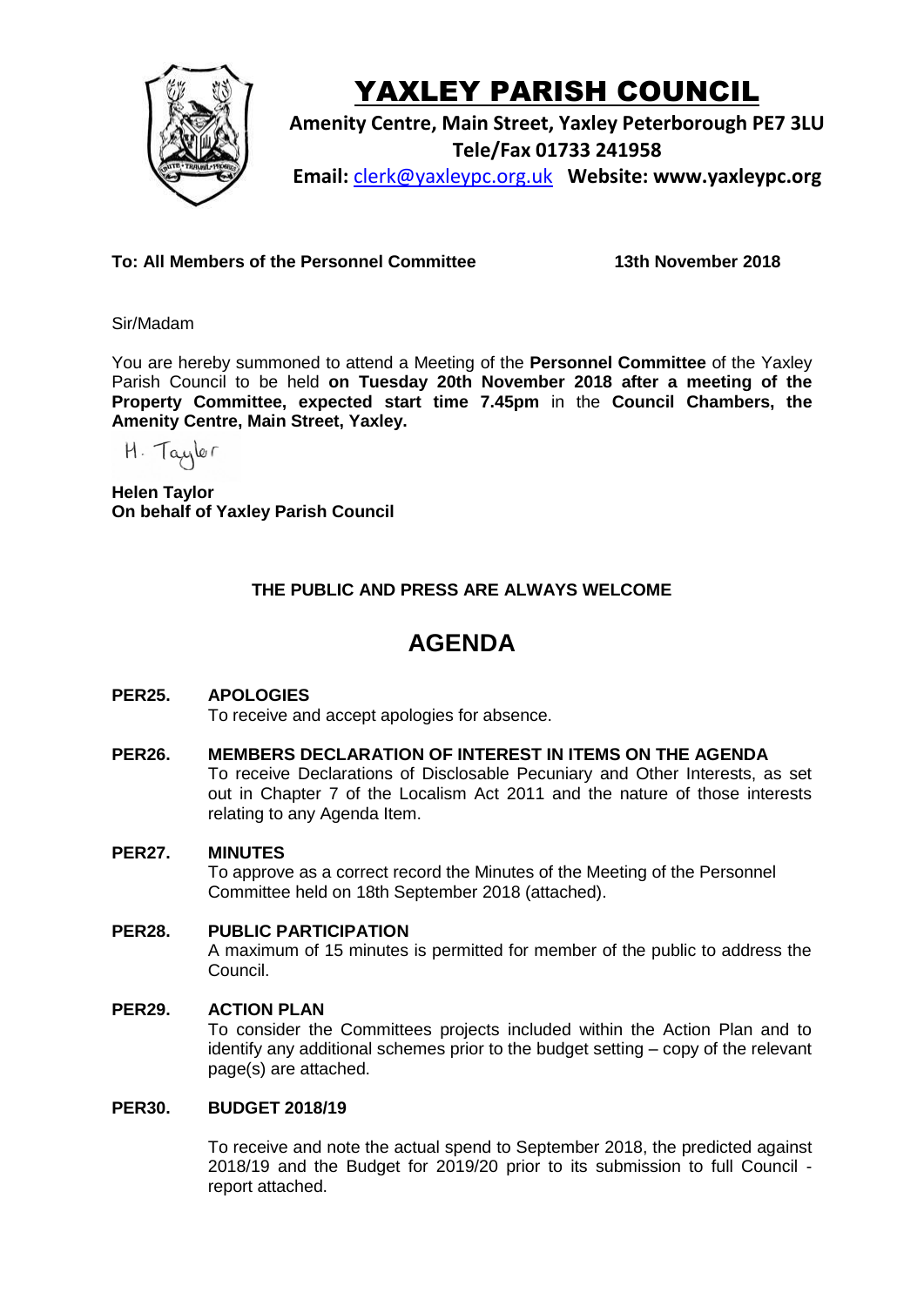# YAXLEY PARISH COUNCIL

**Amenity Centre, Main Street, Yaxley Peterborough PE7 3LU**
**Tele/Fax 01733 241958**
**Email:** clerk@yaxleypc.org.uk **Website: www.yaxleypc.org**

**To: All Members of the Personnel Committee** **13th November 2018**

Sir/Madam

You are hereby summoned to attend a Meeting of the **Personnel Committee** of the Yaxley Parish Council to be held **on Tuesday 20th November 2018 after a meeting of the Property Committee, expected start time 7.45pm** in the **Council Chambers, the Amenity Centre, Main Street, Yaxley.**

H. Taylor

**Helen Taylor**
**On behalf of Yaxley Parish Council**

**THE PUBLIC AND PRESS ARE ALWAYS WELCOME**

# AGENDA

**PER25. APOLOGIES**
To receive and accept apologies for absence.

**PER26. MEMBERS DECLARATION OF INTEREST IN ITEMS ON THE AGENDA**
To receive Declarations of Disclosable Pecuniary and Other Interests, as set out in Chapter 7 of the Localism Act 2011 and the nature of those interests relating to any Agenda Item.

**PER27. MINUTES**
To approve as a correct record the Minutes of the Meeting of the Personnel Committee held on 18th September 2018 (attached).

**PER28. PUBLIC PARTICIPATION**
A maximum of 15 minutes is permitted for member of the public to address the Council.

**PER29. ACTION PLAN**
To consider the Committees projects included within the Action Plan and to identify any additional schemes prior to the budget setting – copy of the relevant page(s) are attached.

**PER30. BUDGET 2018/19**

To receive and note the actual spend to September 2018, the predicted against 2018/19 and the Budget for 2019/20 prior to its submission to full Council - report attached.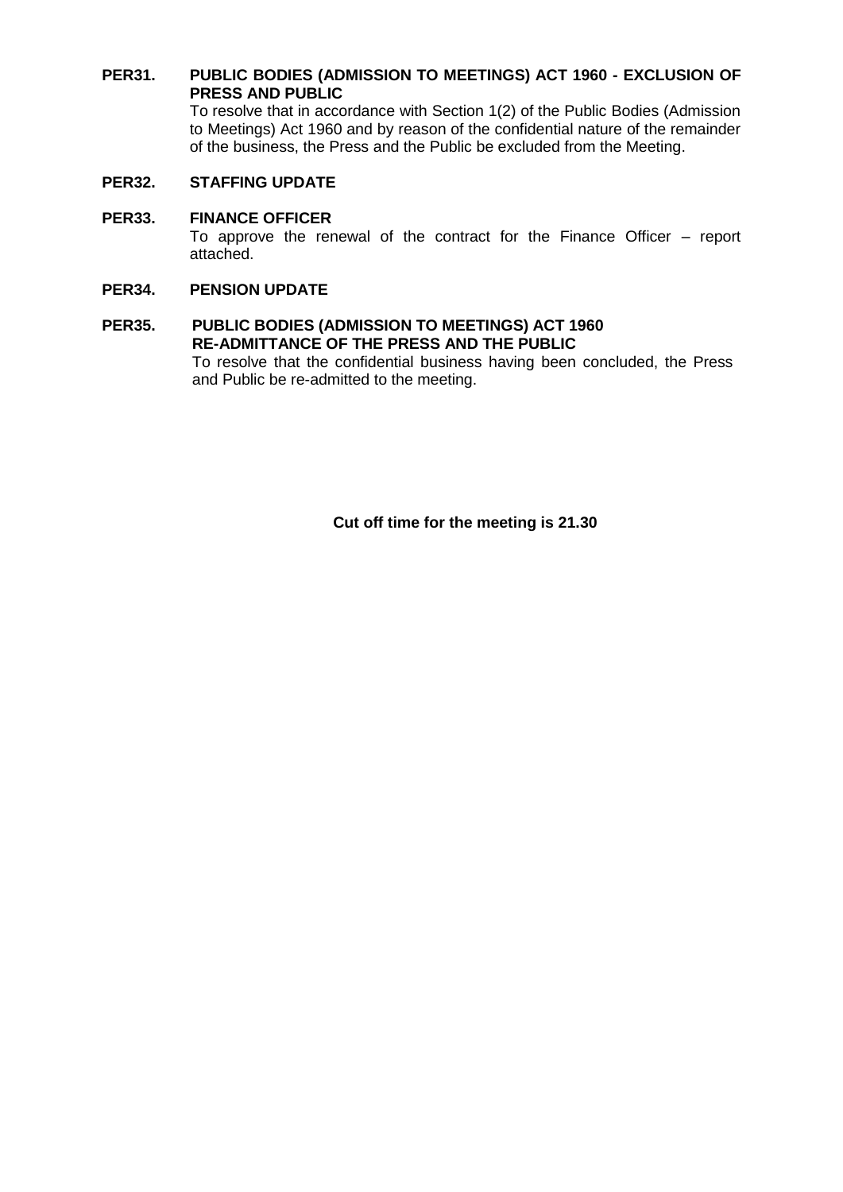**PER31. PUBLIC BODIES (ADMISSION TO MEETINGS) ACT 1960 - EXCLUSION OF PRESS AND PUBLIC**

To resolve that in accordance with Section 1(2) of the Public Bodies (Admission to Meetings) Act 1960 and by reason of the confidential nature of the remainder of the business, the Press and the Public be excluded from the Meeting.

**PER32. STAFFING UPDATE**

**PER33. FINANCE OFFICER**

To approve the renewal of the contract for the Finance Officer – report attached.

**PER34. PENSION UPDATE**

**PER35. PUBLIC BODIES (ADMISSION TO MEETINGS) ACT 1960 RE-ADMITTANCE OF THE PRESS AND THE PUBLIC**

To resolve that the confidential business having been concluded, the Press and Public be re-admitted to the meeting.

**Cut off time for the meeting is 21.30**